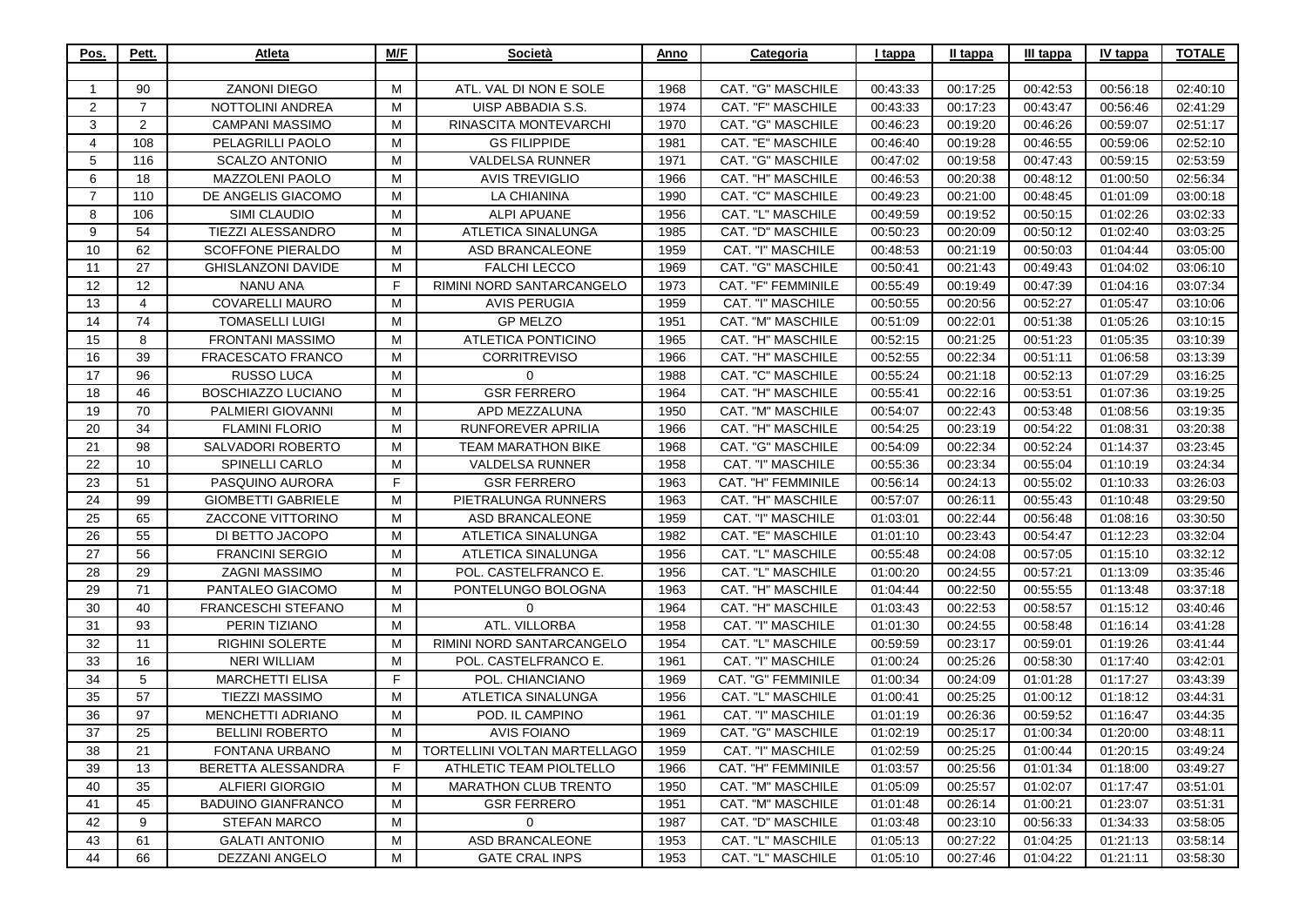| Pos. | Pett. | Atleta | M/F | Società | Anno | Categoria | I tappa | II tappa | III tappa | IV tappa | TOTALE |
|---|---|---|---|---|---|---|---|---|---|---|---|
| | | | | | | | | | | | |
| 1 | 90 | ZANONI DIEGO | M | ATL. VAL DI NON E SOLE | 1968 | CAT. "G" MASCHILE | 00:43:33 | 00:17:25 | 00:42:53 | 00:56:18 | 02:40:10 |
| 2 | 7 | NOTTOLINI ANDREA | M | UISP ABBADIA S.S. | 1974 | CAT. "F" MASCHILE | 00:43:33 | 00:17:23 | 00:43:47 | 00:56:46 | 02:41:29 |
| 3 | 2 | CAMPANI MASSIMO | M | RINASCITA MONTEVARCHI | 1970 | CAT. "G" MASCHILE | 00:46:23 | 00:19:20 | 00:46:26 | 00:59:07 | 02:51:17 |
| 4 | 108 | PELAGRILLI PAOLO | M | GS FILIPPIDE | 1981 | CAT. "E" MASCHILE | 00:46:40 | 00:19:28 | 00:46:55 | 00:59:06 | 02:52:10 |
| 5 | 116 | SCALZO ANTONIO | M | VALDELSA RUNNER | 1971 | CAT. "G" MASCHILE | 00:47:02 | 00:19:58 | 00:47:43 | 00:59:15 | 02:53:59 |
| 6 | 18 | MAZZOLENI PAOLO | M | AVIS TREVIGLIO | 1966 | CAT. "H" MASCHILE | 00:46:53 | 00:20:38 | 00:48:12 | 01:00:50 | 02:56:34 |
| 7 | 110 | DE ANGELIS GIACOMO | M | LA CHIANINA | 1990 | CAT. "C" MASCHILE | 00:49:23 | 00:21:00 | 00:48:45 | 01:01:09 | 03:00:18 |
| 8 | 106 | SIMI CLAUDIO | M | ALPI APUANE | 1956 | CAT. "L" MASCHILE | 00:49:59 | 00:19:52 | 00:50:15 | 01:02:26 | 03:02:33 |
| 9 | 54 | TIEZZI ALESSANDRO | M | ATLETICA SINALUNGA | 1985 | CAT. "D" MASCHILE | 00:50:23 | 00:20:09 | 00:50:12 | 01:02:40 | 03:03:25 |
| 10 | 62 | SCOFFONE PIERALDO | M | ASD BRANCALEONE | 1959 | CAT. "I" MASCHILE | 00:48:53 | 00:21:19 | 00:50:03 | 01:04:44 | 03:05:00 |
| 11 | 27 | GHISLANZONI DAVIDE | M | FALCHI LECCO | 1969 | CAT. "G" MASCHILE | 00:50:41 | 00:21:43 | 00:49:43 | 01:04:02 | 03:06:10 |
| 12 | 12 | NANU ANA | F | RIMINI NORD SANTARCANGELO | 1973 | CAT. "F" FEMMINILE | 00:55:49 | 00:19:49 | 00:47:39 | 01:04:16 | 03:07:34 |
| 13 | 4 | COVARELLI MAURO | M | AVIS PERUGIA | 1959 | CAT. "I" MASCHILE | 00:50:55 | 00:20:56 | 00:52:27 | 01:05:47 | 03:10:06 |
| 14 | 74 | TOMASELLI LUIGI | M | GP MELZO | 1951 | CAT. "M" MASCHILE | 00:51:09 | 00:22:01 | 00:51:38 | 01:05:26 | 03:10:15 |
| 15 | 8 | FRONTANI MASSIMO | M | ATLETICA PONTICINO | 1965 | CAT. "H" MASCHILE | 00:52:15 | 00:21:25 | 00:51:23 | 01:05:35 | 03:10:39 |
| 16 | 39 | FRACESCATO FRANCO | M | CORRITREVISO | 1966 | CAT. "H" MASCHILE | 00:52:55 | 00:22:34 | 00:51:11 | 01:06:58 | 03:13:39 |
| 17 | 96 | RUSSO LUCA | M | 0 | 1988 | CAT. "C" MASCHILE | 00:55:24 | 00:21:18 | 00:52:13 | 01:07:29 | 03:16:25 |
| 18 | 46 | BOSCHIAZZO LUCIANO | M | GSR FERRERO | 1964 | CAT. "H" MASCHILE | 00:55:41 | 00:22:16 | 00:53:51 | 01:07:36 | 03:19:25 |
| 19 | 70 | PALMIERI GIOVANNI | M | APD MEZZALUNA | 1950 | CAT. "M" MASCHILE | 00:54:07 | 00:22:43 | 00:53:48 | 01:08:56 | 03:19:35 |
| 20 | 34 | FLAMINI FLORIO | M | RUNFOREVER APRILIA | 1966 | CAT. "H" MASCHILE | 00:54:25 | 00:23:19 | 00:54:22 | 01:08:31 | 03:20:38 |
| 21 | 98 | SALVADORI ROBERTO | M | TEAM MARATHON BIKE | 1968 | CAT. "G" MASCHILE | 00:54:09 | 00:22:34 | 00:52:24 | 01:14:37 | 03:23:45 |
| 22 | 10 | SPINELLI CARLO | M | VALDELSA RUNNER | 1958 | CAT. "I" MASCHILE | 00:55:36 | 00:23:34 | 00:55:04 | 01:10:19 | 03:24:34 |
| 23 | 51 | PASQUINO AURORA | F | GSR FERRERO | 1963 | CAT. "H" FEMMINILE | 00:56:14 | 00:24:13 | 00:55:02 | 01:10:33 | 03:26:03 |
| 24 | 99 | GIOMBETTI GABRIELE | M | PIETRALUNGA RUNNERS | 1963 | CAT. "H" MASCHILE | 00:57:07 | 00:26:11 | 00:55:43 | 01:10:48 | 03:29:50 |
| 25 | 65 | ZACCONE VITTORINO | M | ASD BRANCALEONE | 1959 | CAT. "I" MASCHILE | 01:03:01 | 00:22:44 | 00:56:48 | 01:08:16 | 03:30:50 |
| 26 | 55 | DI BETTO JACOPO | M | ATLETICA SINALUNGA | 1982 | CAT. "E" MASCHILE | 01:01:10 | 00:23:43 | 00:54:47 | 01:12:23 | 03:32:04 |
| 27 | 56 | FRANCINI SERGIO | M | ATLETICA SINALUNGA | 1956 | CAT. "L" MASCHILE | 00:55:48 | 00:24:08 | 00:57:05 | 01:15:10 | 03:32:12 |
| 28 | 29 | ZAGNI MASSIMO | M | POL. CASTELFRANCO E. | 1956 | CAT. "L" MASCHILE | 01:00:20 | 00:24:55 | 00:57:21 | 01:13:09 | 03:35:46 |
| 29 | 71 | PANTALEO GIACOMO | M | PONTELUNGO BOLOGNA | 1963 | CAT. "H" MASCHILE | 01:04:44 | 00:22:50 | 00:55:55 | 01:13:48 | 03:37:18 |
| 30 | 40 | FRANCESCHI STEFANO | M | 0 | 1964 | CAT. "H" MASCHILE | 01:03:43 | 00:22:53 | 00:58:57 | 01:15:12 | 03:40:46 |
| 31 | 93 | PERIN TIZIANO | M | ATL. VILLORBA | 1958 | CAT. "I" MASCHILE | 01:01:30 | 00:24:55 | 00:58:48 | 01:16:14 | 03:41:28 |
| 32 | 11 | RIGHINI SOLERTE | M | RIMINI NORD SANTARCANGELO | 1954 | CAT. "L" MASCHILE | 00:59:59 | 00:23:17 | 00:59:01 | 01:19:26 | 03:41:44 |
| 33 | 16 | NERI WILLIAM | M | POL. CASTELFRANCO E. | 1961 | CAT. "I" MASCHILE | 01:00:24 | 00:25:26 | 00:58:30 | 01:17:40 | 03:42:01 |
| 34 | 5 | MARCHETTI ELISA | F | POL. CHIANCIANO | 1969 | CAT. "G" FEMMINILE | 01:00:34 | 00:24:09 | 01:01:28 | 01:17:27 | 03:43:39 |
| 35 | 57 | TIEZZI MASSIMO | M | ATLETICA SINALUNGA | 1956 | CAT. "L" MASCHILE | 01:00:41 | 00:25:25 | 01:00:12 | 01:18:12 | 03:44:31 |
| 36 | 97 | MENCHETTI ADRIANO | M | POD. IL CAMPINO | 1961 | CAT. "I" MASCHILE | 01:01:19 | 00:26:36 | 00:59:52 | 01:16:47 | 03:44:35 |
| 37 | 25 | BELLINI ROBERTO | M | AVIS FOIANO | 1969 | CAT. "G" MASCHILE | 01:02:19 | 00:25:17 | 01:00:34 | 01:20:00 | 03:48:11 |
| 38 | 21 | FONTANA URBANO | M | TORTELLINI VOLTAN MARTELLAGO | 1959 | CAT. "I" MASCHILE | 01:02:59 | 00:25:25 | 01:00:44 | 01:20:15 | 03:49:24 |
| 39 | 13 | BERETTA ALESSANDRA | F | ATHLETIC TEAM PIOLTELLO | 1966 | CAT. "H" FEMMINILE | 01:03:57 | 00:25:56 | 01:01:34 | 01:18:00 | 03:49:27 |
| 40 | 35 | ALFIERI GIORGIO | M | MARATHON CLUB TRENTO | 1950 | CAT. "M" MASCHILE | 01:05:09 | 00:25:57 | 01:02:07 | 01:17:47 | 03:51:01 |
| 41 | 45 | BADUINO GIANFRANCO | M | GSR FERRERO | 1951 | CAT. "M" MASCHILE | 01:01:48 | 00:26:14 | 01:00:21 | 01:23:07 | 03:51:31 |
| 42 | 9 | STEFAN MARCO | M | 0 | 1987 | CAT. "D" MASCHILE | 01:03:48 | 00:23:10 | 00:56:33 | 01:34:33 | 03:58:05 |
| 43 | 61 | GALATI ANTONIO | M | ASD BRANCALEONE | 1953 | CAT. "L" MASCHILE | 01:05:13 | 00:27:22 | 01:04:25 | 01:21:13 | 03:58:14 |
| 44 | 66 | DEZZANI ANGELO | M | GATE CRAL INPS | 1953 | CAT. "L" MASCHILE | 01:05:10 | 00:27:46 | 01:04:22 | 01:21:11 | 03:58:30 |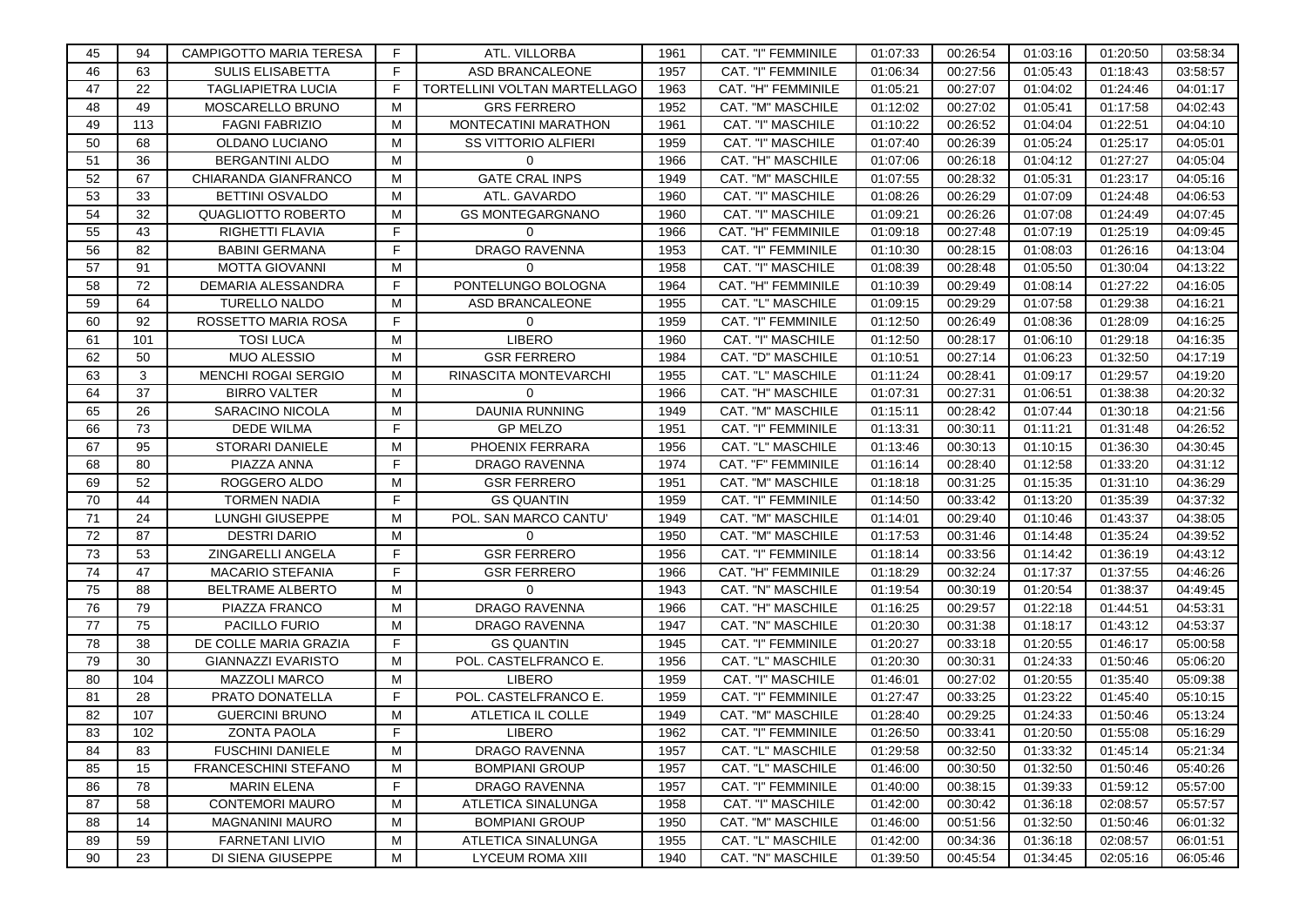| 45 | 94 | CAMPIGOTTO MARIA TERESA | F | ATL. VILLORBA | 1961 | CAT. "I" FEMMINILE | 01:07:33 | 00:26:54 | 01:03:16 | 01:20:50 | 03:58:34 |
|---|---|---|---|---|---|---|---|---|---|---|---|
| 46 | 63 | SULIS ELISABETTA | F | ASD BRANCALEONE | 1957 | CAT. "I" FEMMINILE | 01:06:34 | 00:27:56 | 01:05:43 | 01:18:43 | 03:58:57 |
| 47 | 22 | TAGLIAPIETRA LUCIA | F | TORTELLINI VOLTAN MARTELLAGO | 1963 | CAT. "H" FEMMINILE | 01:05:21 | 00:27:07 | 01:04:02 | 01:24:46 | 04:01:17 |
| 48 | 49 | MOSCARELLO BRUNO | M | GRS FERRERO | 1952 | CAT. "M" MASCHILE | 01:12:02 | 00:27:02 | 01:05:41 | 01:17:58 | 04:02:43 |
| 49 | 113 | FAGNI FABRIZIO | M | MONTECATINI MARATHON | 1961 | CAT. "I" MASCHILE | 01:10:22 | 00:26:52 | 01:04:04 | 01:22:51 | 04:04:10 |
| 50 | 68 | OLDANO LUCIANO | M | SS VITTORIO ALFIERI | 1959 | CAT. "I" MASCHILE | 01:07:40 | 00:26:39 | 01:05:24 | 01:25:17 | 04:05:01 |
| 51 | 36 | BERGANTINI ALDO | M | 0 | 1966 | CAT. "H" MASCHILE | 01:07:06 | 00:26:18 | 01:04:12 | 01:27:27 | 04:05:04 |
| 52 | 67 | CHIARANDA GIANFRANCO | M | GATE CRAL INPS | 1949 | CAT. "M" MASCHILE | 01:07:55 | 00:28:32 | 01:05:31 | 01:23:17 | 04:05:16 |
| 53 | 33 | BETTINI OSVALDO | M | ATL. GAVARDO | 1960 | CAT. "I" MASCHILE | 01:08:26 | 00:26:29 | 01:07:09 | 01:24:48 | 04:06:53 |
| 54 | 32 | QUAGLIOTTO ROBERTO | M | GS MONTEGARGNANO | 1960 | CAT. "I" MASCHILE | 01:09:21 | 00:26:26 | 01:07:08 | 01:24:49 | 04:07:45 |
| 55 | 43 | RIGHETTI FLAVIA | F | 0 | 1966 | CAT. "H" FEMMINILE | 01:09:18 | 00:27:48 | 01:07:19 | 01:25:19 | 04:09:45 |
| 56 | 82 | BABINI GERMANA | F | DRAGO RAVENNA | 1953 | CAT. "I" FEMMINILE | 01:10:30 | 00:28:15 | 01:08:03 | 01:26:16 | 04:13:04 |
| 57 | 91 | MOTTA GIOVANNI | M | 0 | 1958 | CAT. "I" MASCHILE | 01:08:39 | 00:28:48 | 01:05:50 | 01:30:04 | 04:13:22 |
| 58 | 72 | DEMARIA ALESSANDRA | F | PONTELUNGO BOLOGNA | 1964 | CAT. "H" FEMMINILE | 01:10:39 | 00:29:49 | 01:08:14 | 01:27:22 | 04:16:05 |
| 59 | 64 | TURELLO NALDO | M | ASD BRANCALEONE | 1955 | CAT. "L" MASCHILE | 01:09:15 | 00:29:29 | 01:07:58 | 01:29:38 | 04:16:21 |
| 60 | 92 | ROSSETTO MARIA ROSA | F | 0 | 1959 | CAT. "I" FEMMINILE | 01:12:50 | 00:26:49 | 01:08:36 | 01:28:09 | 04:16:25 |
| 61 | 101 | TOSI LUCA | M | LIBERO | 1960 | CAT. "I" MASCHILE | 01:12:50 | 00:28:17 | 01:06:10 | 01:29:18 | 04:16:35 |
| 62 | 50 | MUO ALESSIO | M | GSR FERRERO | 1984 | CAT. "D" MASCHILE | 01:10:51 | 00:27:14 | 01:06:23 | 01:32:50 | 04:17:19 |
| 63 | 3 | MENCHI ROGAI SERGIO | M | RINASCITA MONTEVARCHI | 1955 | CAT. "L" MASCHILE | 01:11:24 | 00:28:41 | 01:09:17 | 01:29:57 | 04:19:20 |
| 64 | 37 | BIRRO VALTER | M | 0 | 1966 | CAT. "H" MASCHILE | 01:07:31 | 00:27:31 | 01:06:51 | 01:38:38 | 04:20:32 |
| 65 | 26 | SARACINO NICOLA | M | DAUNIA RUNNING | 1949 | CAT. "M" MASCHILE | 01:15:11 | 00:28:42 | 01:07:44 | 01:30:18 | 04:21:56 |
| 66 | 73 | DEDE WILMA | F | GP MELZO | 1951 | CAT. "I" FEMMINILE | 01:13:31 | 00:30:11 | 01:11:21 | 01:31:48 | 04:26:52 |
| 67 | 95 | STORARI DANIELE | M | PHOENIX FERRARA | 1956 | CAT. "L" MASCHILE | 01:13:46 | 00:30:13 | 01:10:15 | 01:36:30 | 04:30:45 |
| 68 | 80 | PIAZZA ANNA | F | DRAGO RAVENNA | 1974 | CAT. "F" FEMMINILE | 01:16:14 | 00:28:40 | 01:12:58 | 01:33:20 | 04:31:12 |
| 69 | 52 | ROGGERO ALDO | M | GSR FERRERO | 1951 | CAT. "M" MASCHILE | 01:18:18 | 00:31:25 | 01:15:35 | 01:31:10 | 04:36:29 |
| 70 | 44 | TORMEN NADIA | F | GS QUANTIN | 1959 | CAT. "I" FEMMINILE | 01:14:50 | 00:33:42 | 01:13:20 | 01:35:39 | 04:37:32 |
| 71 | 24 | LUNGHI GIUSEPPE | M | POL. SAN MARCO CANTU' | 1949 | CAT. "M" MASCHILE | 01:14:01 | 00:29:40 | 01:10:46 | 01:43:37 | 04:38:05 |
| 72 | 87 | DESTRI DARIO | M | 0 | 1950 | CAT. "M" MASCHILE | 01:17:53 | 00:31:46 | 01:14:48 | 01:35:24 | 04:39:52 |
| 73 | 53 | ZINGARELLI ANGELA | F | GSR FERRERO | 1956 | CAT. "I" FEMMINILE | 01:18:14 | 00:33:56 | 01:14:42 | 01:36:19 | 04:43:12 |
| 74 | 47 | MACARIO STEFANIA | F | GSR FERRERO | 1966 | CAT. "H" FEMMINILE | 01:18:29 | 00:32:24 | 01:17:37 | 01:37:55 | 04:46:26 |
| 75 | 88 | BELTRAME ALBERTO | M | 0 | 1943 | CAT. "N" MASCHILE | 01:19:54 | 00:30:19 | 01:20:54 | 01:38:37 | 04:49:45 |
| 76 | 79 | PIAZZA FRANCO | M | DRAGO RAVENNA | 1966 | CAT. "H" MASCHILE | 01:16:25 | 00:29:57 | 01:22:18 | 01:44:51 | 04:53:31 |
| 77 | 75 | PACILLO FURIO | M | DRAGO RAVENNA | 1947 | CAT. "N" MASCHILE | 01:20:30 | 00:31:38 | 01:18:17 | 01:43:12 | 04:53:37 |
| 78 | 38 | DE COLLE MARIA GRAZIA | F | GS QUANTIN | 1945 | CAT. "I" FEMMINILE | 01:20:27 | 00:33:18 | 01:20:55 | 01:46:17 | 05:00:58 |
| 79 | 30 | GIANNAZZI EVARISTO | M | POL. CASTELFRANCO E. | 1956 | CAT. "L" MASCHILE | 01:20:30 | 00:30:31 | 01:24:33 | 01:50:46 | 05:06:20 |
| 80 | 104 | MAZZOLI MARCO | M | LIBERO | 1959 | CAT. "I" MASCHILE | 01:46:01 | 00:27:02 | 01:20:55 | 01:35:40 | 05:09:38 |
| 81 | 28 | PRATO DONATELLA | F | POL. CASTELFRANCO E. | 1959 | CAT. "I" FEMMINILE | 01:27:47 | 00:33:25 | 01:23:22 | 01:45:40 | 05:10:15 |
| 82 | 107 | GUERCINI BRUNO | M | ATLETICA IL COLLE | 1949 | CAT. "M" MASCHILE | 01:28:40 | 00:29:25 | 01:24:33 | 01:50:46 | 05:13:24 |
| 83 | 102 | ZONTA PAOLA | F | LIBERO | 1962 | CAT. "I" FEMMINILE | 01:26:50 | 00:33:41 | 01:20:50 | 01:55:08 | 05:16:29 |
| 84 | 83 | FUSCHINI DANIELE | M | DRAGO RAVENNA | 1957 | CAT. "L" MASCHILE | 01:29:58 | 00:32:50 | 01:33:32 | 01:45:14 | 05:21:34 |
| 85 | 15 | FRANCESCHINI STEFANO | M | BOMPIANI GROUP | 1957 | CAT. "L" MASCHILE | 01:46:00 | 00:30:50 | 01:32:50 | 01:50:46 | 05:40:26 |
| 86 | 78 | MARIN ELENA | F | DRAGO RAVENNA | 1957 | CAT. "I" FEMMINILE | 01:40:00 | 00:38:15 | 01:39:33 | 01:59:12 | 05:57:00 |
| 87 | 58 | CONTEMORI MAURO | M | ATLETICA SINALUNGA | 1958 | CAT. "I" MASCHILE | 01:42:00 | 00:30:42 | 01:36:18 | 02:08:57 | 05:57:57 |
| 88 | 14 | MAGNANINI MAURO | M | BOMPIANI GROUP | 1950 | CAT. "M" MASCHILE | 01:46:00 | 00:51:56 | 01:32:50 | 01:50:46 | 06:01:32 |
| 89 | 59 | FARNETANI LIVIO | M | ATLETICA SINALUNGA | 1955 | CAT. "L" MASCHILE | 01:42:00 | 00:34:36 | 01:36:18 | 02:08:57 | 06:01:51 |
| 90 | 23 | DI SIENA GIUSEPPE | M | LYCEUM ROMA XIII | 1940 | CAT. "N" MASCHILE | 01:39:50 | 00:45:54 | 01:34:45 | 02:05:16 | 06:05:46 |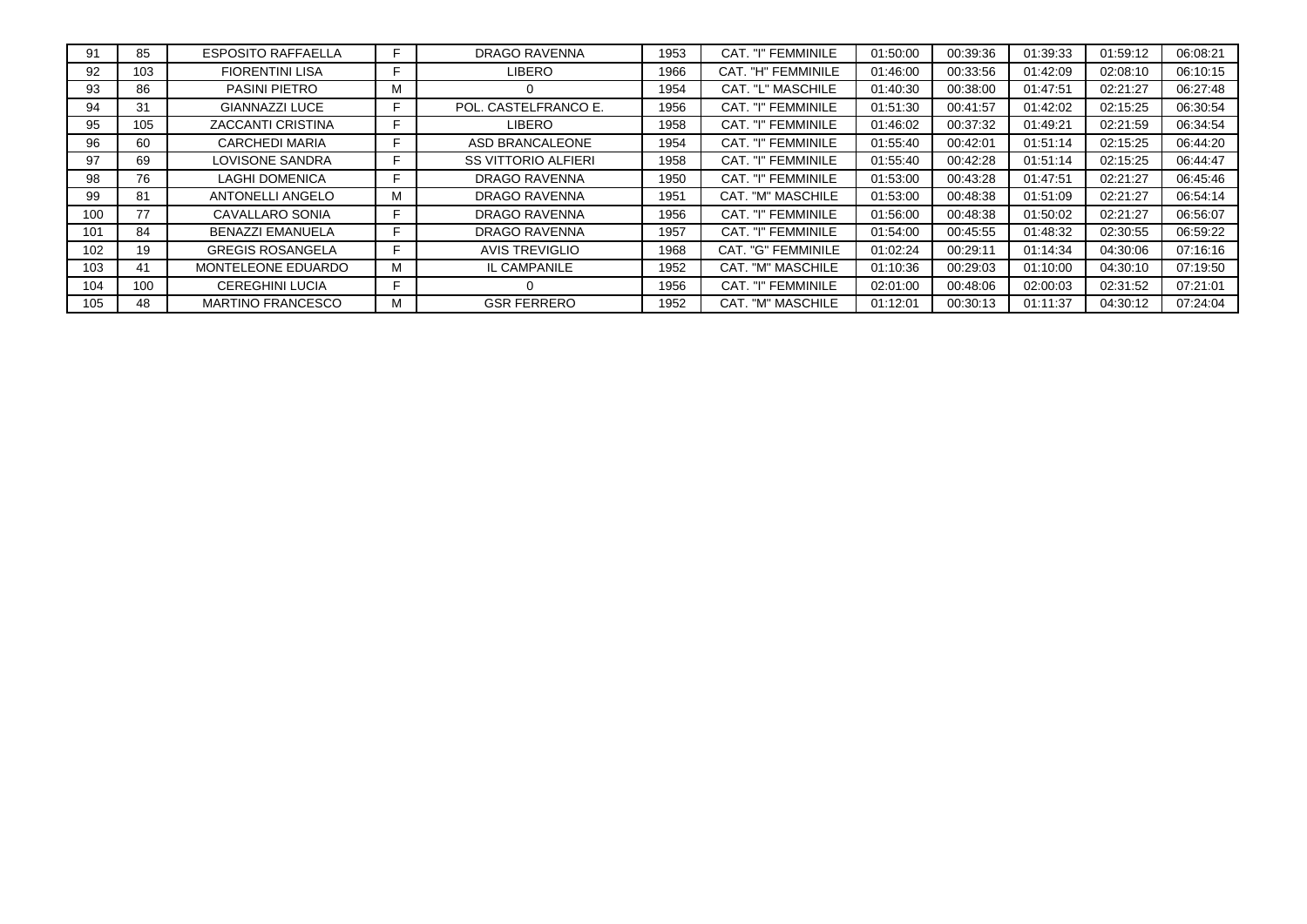| | | | | | | | | | | | |
|---|---|---|---|---|---|---|---|---|---|---|---|
| 91 | 85 | ESPOSITO RAFFAELLA | F | DRAGO RAVENNA | 1953 | CAT. "I" FEMMINILE | 01:50:00 | 00:39:36 | 01:39:33 | 01:59:12 | 06:08:21 |
| 92 | 103 | FIORENTINI LISA | F | LIBERO | 1966 | CAT. "H" FEMMINILE | 01:46:00 | 00:33:56 | 01:42:09 | 02:08:10 | 06:10:15 |
| 93 | 86 | PASINI PIETRO | M | 0 | 1954 | CAT. "L" MASCHILE | 01:40:30 | 00:38:00 | 01:47:51 | 02:21:27 | 06:27:48 |
| 94 | 31 | GIANNAZZI LUCE | F | POL. CASTELFRANCO E. | 1956 | CAT. "I" FEMMINILE | 01:51:30 | 00:41:57 | 01:42:02 | 02:15:25 | 06:30:54 |
| 95 | 105 | ZACCANTI CRISTINA | F | LIBERO | 1958 | CAT. "I" FEMMINILE | 01:46:02 | 00:37:32 | 01:49:21 | 02:21:59 | 06:34:54 |
| 96 | 60 | CARCHEDI MARIA | F | ASD BRANCALEONE | 1954 | CAT. "I" FEMMINILE | 01:55:40 | 00:42:01 | 01:51:14 | 02:15:25 | 06:44:20 |
| 97 | 69 | LOVISONE SANDRA | F | SS VITTORIO ALFIERI | 1958 | CAT. "I" FEMMINILE | 01:55:40 | 00:42:28 | 01:51:14 | 02:15:25 | 06:44:47 |
| 98 | 76 | LAGHI DOMENICA | F | DRAGO RAVENNA | 1950 | CAT. "I" FEMMINILE | 01:53:00 | 00:43:28 | 01:47:51 | 02:21:27 | 06:45:46 |
| 99 | 81 | ANTONELLI ANGELO | M | DRAGO RAVENNA | 1951 | CAT. "M" MASCHILE | 01:53:00 | 00:48:38 | 01:51:09 | 02:21:27 | 06:54:14 |
| 100 | 77 | CAVALLARO SONIA | F | DRAGO RAVENNA | 1956 | CAT. "I" FEMMINILE | 01:56:00 | 00:48:38 | 01:50:02 | 02:21:27 | 06:56:07 |
| 101 | 84 | BENAZZI EMANUELA | F | DRAGO RAVENNA | 1957 | CAT. "I" FEMMINILE | 01:54:00 | 00:45:55 | 01:48:32 | 02:30:55 | 06:59:22 |
| 102 | 19 | GREGIS ROSANGELA | F | AVIS TREVIGLIO | 1968 | CAT. "G" FEMMINILE | 01:02:24 | 00:29:11 | 01:14:34 | 04:30:06 | 07:16:16 |
| 103 | 41 | MONTELEONE EDUARDO | M | IL CAMPANILE | 1952 | CAT. "M" MASCHILE | 01:10:36 | 00:29:03 | 01:10:00 | 04:30:10 | 07:19:50 |
| 104 | 100 | CEREGHINI LUCIA | F | 0 | 1956 | CAT. "I" FEMMINILE | 02:01:00 | 00:48:06 | 02:00:03 | 02:31:52 | 07:21:01 |
| 105 | 48 | MARTINO FRANCESCO | M | GSR FERRERO | 1952 | CAT. "M" MASCHILE | 01:12:01 | 00:30:13 | 01:11:37 | 04:30:12 | 07:24:04 |